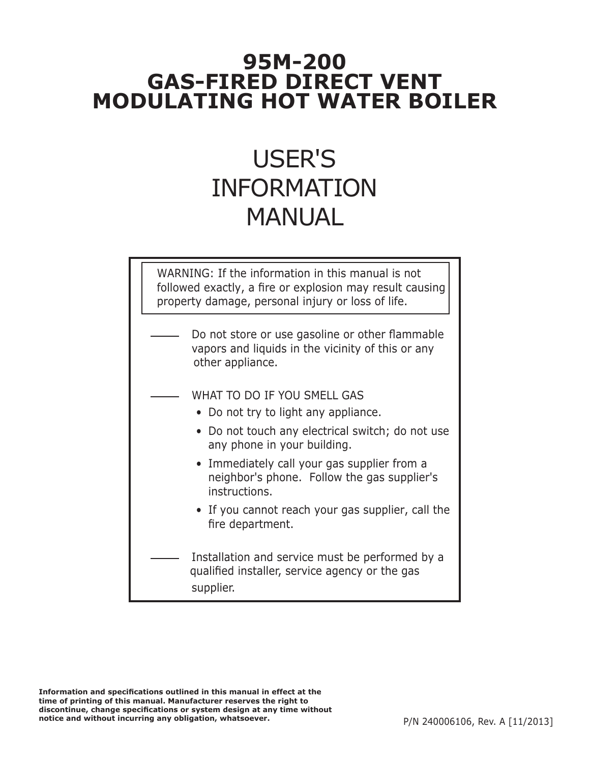# 95M-200
# GAS-FIRED DIRECT VENT MODULATING HOT WATER BOILER

# USER'S INFORMATION MANUAL

WARNING: If the information in this manual is not followed exactly, a fire or explosion may result causing property damage, personal injury or loss of life.

— Do not store or use gasoline or other flammable vapors and liquids in the vicinity of this or any other appliance.

— WHAT TO DO IF YOU SMELL GAS

- Do not try to light any appliance.
- Do not touch any electrical switch; do not use any phone in your building.
- Immediately call your gas supplier from a neighbor's phone. Follow the gas supplier's instructions.
- If you cannot reach your gas supplier, call the fire department.

— Installation and service must be performed by a qualified installer, service agency or the gas supplier.

**Information and specifications outlined in this manual in effect at the time of printing of this manual. Manufacturer reserves the right to discontinue, change specifications or system design at any time without notice and without incurring any obligation, whatsoever.**

P/N 240006106, Rev. A [11/2013]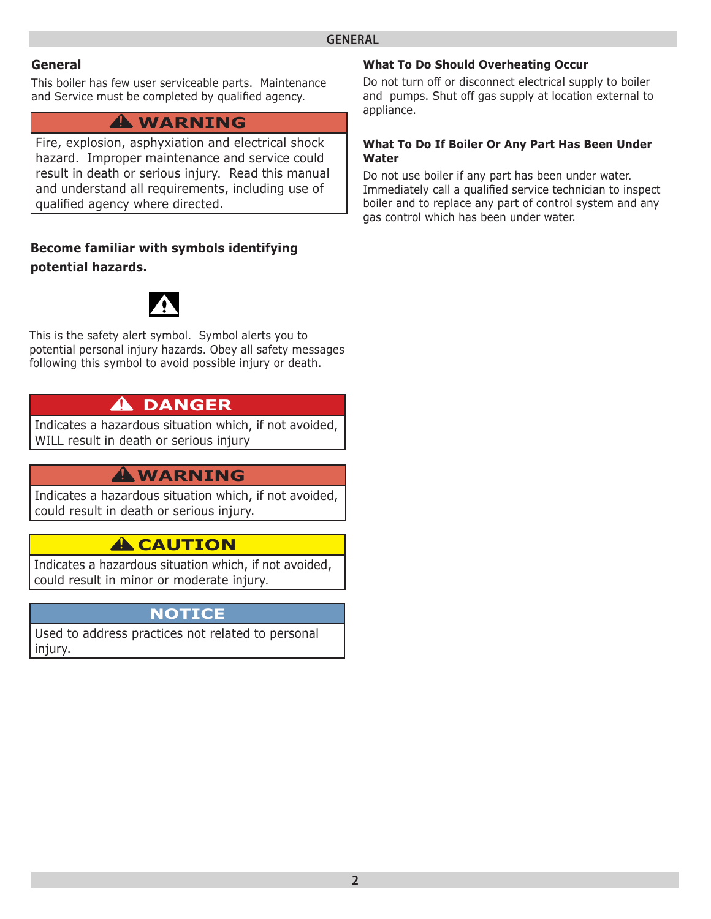## General

This boiler has few user serviceable parts. Maintenance and Service must be completed by qualified agency.

> **⚠ WARNING**
>
> Fire, explosion, asphyxiation and electrical shock hazard. Improper maintenance and service could result in death or serious injury. Read this manual and understand all requirements, including use of qualified agency where directed.

**Become familiar with symbols identifying potential hazards.**

⚠

This is the safety alert symbol. Symbol alerts you to potential personal injury hazards. Obey all safety messages following this symbol to avoid possible injury or death.

> **⚠ DANGER**
>
> Indicates a hazardous situation which, if not avoided, WILL result in death or serious injury

> **⚠ WARNING**
>
> Indicates a hazardous situation which, if not avoided, could result in death or serious injury.

> **⚠ CAUTION**
>
> Indicates a hazardous situation which, if not avoided, could result in minor or moderate injury.

> **NOTICE**
>
> Used to address practices not related to personal injury.

### What To Do Should Overheating Occur

Do not turn off or disconnect electrical supply to boiler and pumps. Shut off gas supply at location external to appliance.

### What To Do If Boiler Or Any Part Has Been Under Water

Do not use boiler if any part has been under water. Immediately call a qualified service technician to inspect boiler and to replace any part of control system and any gas control which has been under water.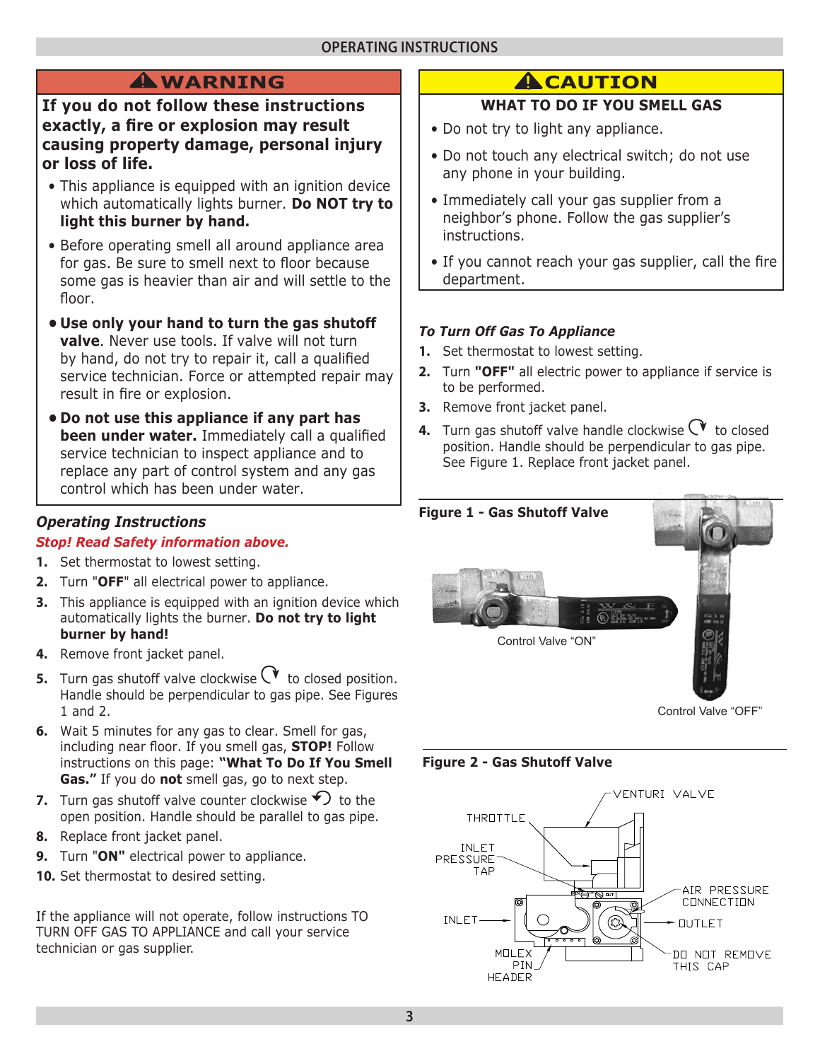## OPERATING INSTRUCTIONS

## ⚠WARNING

**If you do not follow these instructions exactly, a fire or explosion may result causing property damage, personal injury or loss of life.**

- This appliance is equipped with an ignition device which automatically lights burner. **Do NOT try to light this burner by hand.**
- Before operating smell all around appliance area for gas. Be sure to smell next to floor because some gas is heavier than air and will settle to the floor.
- **Use only your hand to turn the gas shutoff valve**. Never use tools. If valve will not turn by hand, do not try to repair it, call a qualified service technician. Force or attempted repair may result in fire or explosion.
- **Do not use this appliance if any part has been under water.** Immediately call a qualified service technician to inspect appliance and to replace any part of control system and any gas control which has been under water.

### *Operating Instructions*

***Stop! Read Safety information above.***

1. Set thermostat to lowest setting.
2. Turn "**OFF**" all electrical power to appliance.
3. This appliance is equipped with an ignition device which automatically lights the burner. **Do not try to light burner by hand!**
4. Remove front jacket panel.
5. Turn gas shutoff valve clockwise ↻ to closed position. Handle should be perpendicular to gas pipe. See Figures 1 and 2.
6. Wait 5 minutes for any gas to clear. Smell for gas, including near floor. If you smell gas, **STOP!** Follow instructions on this page: **"What To Do If You Smell Gas."** If you do **not** smell gas, go to next step.
7. Turn gas shutoff valve counter clockwise ↺ to the open position. Handle should be parallel to gas pipe.
8. Replace front jacket panel.
9. Turn "**ON"** electrical power to appliance.
10. Set thermostat to desired setting.

If the appliance will not operate, follow instructions TO TURN OFF GAS TO APPLIANCE and call your service technician or gas supplier.

## ⚠CAUTION

**WHAT TO DO IF YOU SMELL GAS**

- Do not try to light any appliance.
- Do not touch any electrical switch; do not use any phone in your building.
- Immediately call your gas supplier from a neighbor's phone. Follow the gas supplier's instructions.
- If you cannot reach your gas supplier, call the fire department.

### *To Turn Off Gas To Appliance*

1. Set thermostat to lowest setting.
2. Turn **"OFF"** all electric power to appliance if service is to be performed.
3. Remove front jacket panel.
4. Turn gas shutoff valve handle clockwise ↻ to closed position. Handle should be perpendicular to gas pipe. See Figure 1. Replace front jacket panel.

**Figure 1 - Gas Shutoff Valve**

Control Valve "ON"

Control Valve "OFF"

**Figure 2 - Gas Shutoff Valve**

VENTURI VALVE
THROTTLE
INLET PRESSURE TAP
AIR PRESSURE CONNECTION
INLET
OUTLET
MOLEX PIN HEADER
DO NOT REMOVE THIS CAP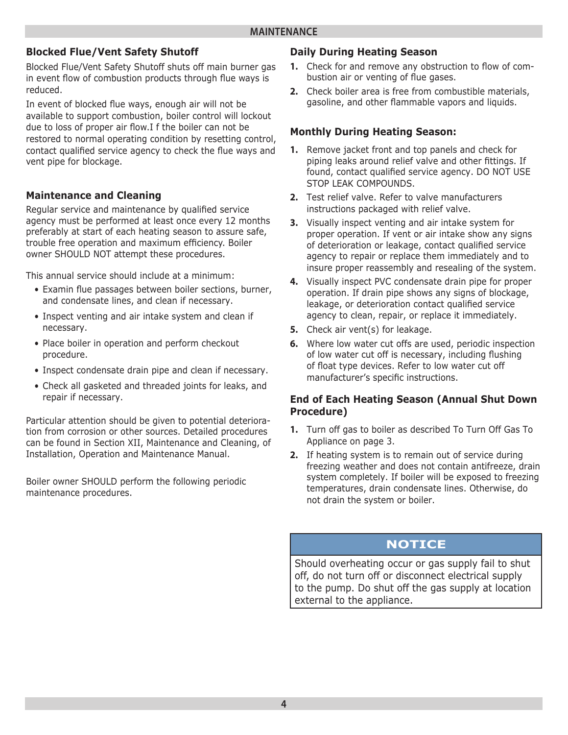## MAINTENANCE

### Blocked Flue/Vent Safety Shutoff

Blocked Flue/Vent Safety Shutoff shuts off main burner gas in event flow of combustion products through flue ways is reduced.

In event of blocked flue ways, enough air will not be available to support combustion, boiler control will lockout due to loss of proper air flow.I f the boiler can not be restored to normal operating condition by resetting control, contact qualified service agency to check the flue ways and vent pipe for blockage.

### Maintenance and Cleaning

Regular service and maintenance by qualified service agency must be performed at least once every 12 months preferably at start of each heating season to assure safe, trouble free operation and maximum efficiency. Boiler owner SHOULD NOT attempt these procedures.

This annual service should include at a minimum:

- Examin flue passages between boiler sections, burner, and condensate lines, and clean if necessary.
- Inspect venting and air intake system and clean if necessary.
- Place boiler in operation and perform checkout procedure.
- Inspect condensate drain pipe and clean if necessary.
- Check all gasketed and threaded joints for leaks, and repair if necessary.

Particular attention should be given to potential deterioration from corrosion or other sources. Detailed procedures can be found in Section XII, Maintenance and Cleaning, of Installation, Operation and Maintenance Manual.

Boiler owner SHOULD perform the following periodic maintenance procedures.

### Daily During Heating Season

1. Check for and remove any obstruction to flow of combustion air or venting of flue gases.
2. Check boiler area is free from combustible materials, gasoline, and other flammable vapors and liquids.

### Monthly During Heating Season:

1. Remove jacket front and top panels and check for piping leaks around relief valve and other fittings. If found, contact qualified service agency. DO NOT USE STOP LEAK COMPOUNDS.
2. Test relief valve. Refer to valve manufacturers instructions packaged with relief valve.
3. Visually inspect venting and air intake system for proper operation. If vent or air intake show any signs of deterioration or leakage, contact qualified service agency to repair or replace them immediately and to insure proper reassembly and resealing of the system.
4. Visually inspect PVC condensate drain pipe for proper operation. If drain pipe shows any signs of blockage, leakage, or deterioration contact qualified service agency to clean, repair, or replace it immediately.
5. Check air vent(s) for leakage.
6. Where low water cut offs are used, periodic inspection of low water cut off is necessary, including flushing of float type devices. Refer to low water cut off manufacturer's specific instructions.

### End of Each Heating Season (Annual Shut Down Procedure)

1. Turn off gas to boiler as described To Turn Off Gas To Appliance on page 3.
2. If heating system is to remain out of service during freezing weather and does not contain antifreeze, drain system completely. If boiler will be exposed to freezing temperatures, drain condensate lines. Otherwise, do not drain the system or boiler.

**NOTICE**

Should overheating occur or gas supply fail to shut off, do not turn off or disconnect electrical supply to the pump. Do shut off the gas supply at location external to the appliance.